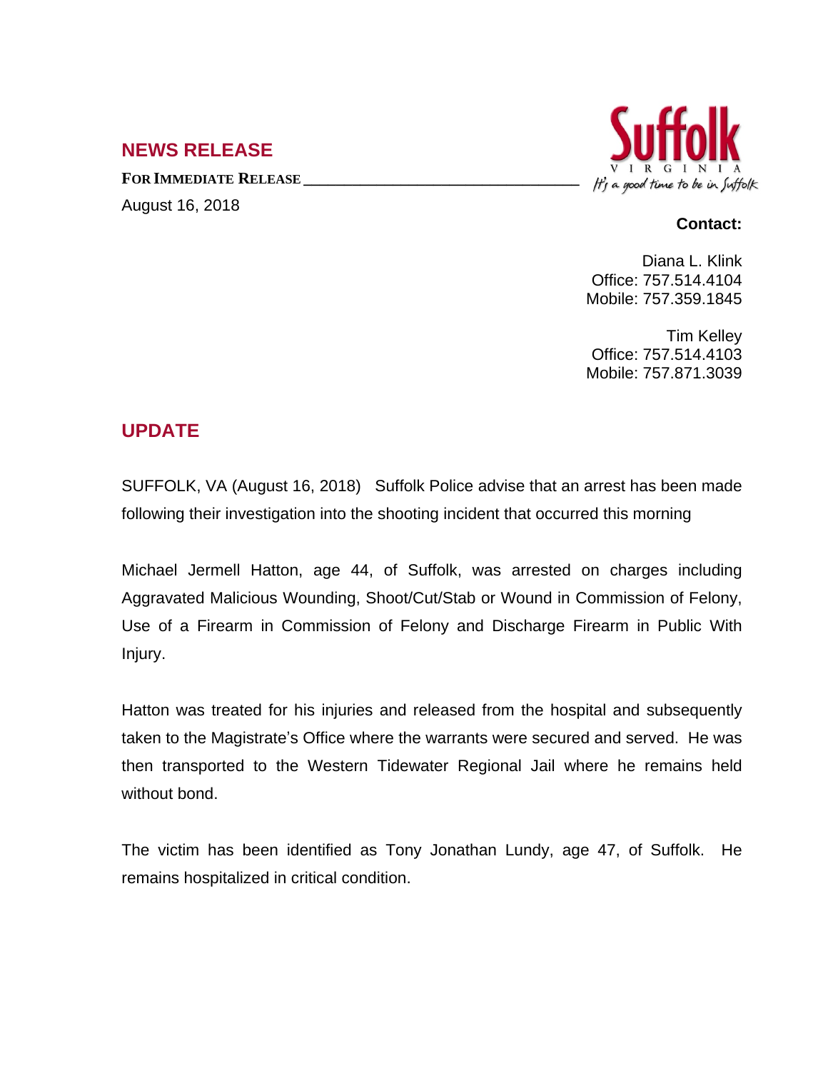## NEWS RELEASE

**FOR IMMEDIATE RELEASE**

August 16, 2018

Suffolk VIRGINIA *It's a good time to be in Suffolk*

**Contact:**

Diana L. Klink
Office: 757.514.4104
Mobile: 757.359.1845

Tim Kelley
Office: 757.514.4103
Mobile: 757.871.3039

## UPDATE

SUFFOLK, VA (August 16, 2018) Suffolk Police advise that an arrest has been made following their investigation into the shooting incident that occurred this morning

Michael Jermell Hatton, age 44, of Suffolk, was arrested on charges including Aggravated Malicious Wounding, Shoot/Cut/Stab or Wound in Commission of Felony, Use of a Firearm in Commission of Felony and Discharge Firearm in Public With Injury.

Hatton was treated for his injuries and released from the hospital and subsequently taken to the Magistrate's Office where the warrants were secured and served. He was then transported to the Western Tidewater Regional Jail where he remains held without bond.

The victim has been identified as Tony Jonathan Lundy, age 47, of Suffolk. He remains hospitalized in critical condition.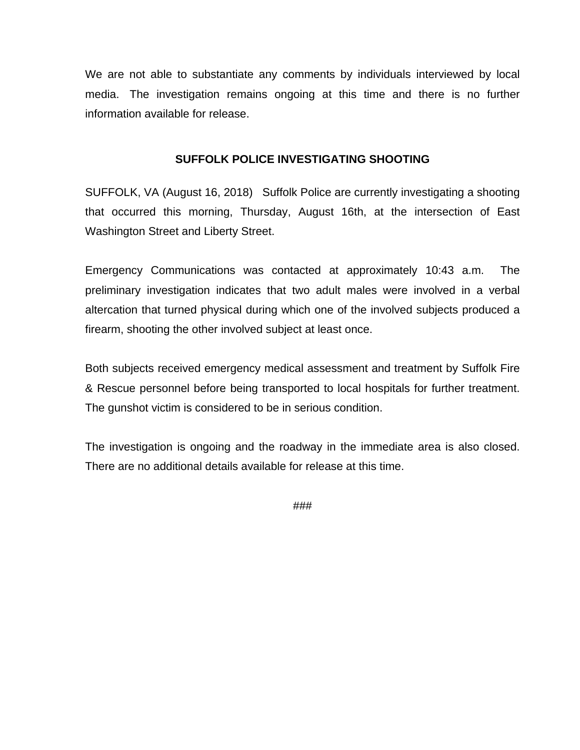We are not able to substantiate any comments by individuals interviewed by local media. The investigation remains ongoing at this time and there is no further information available for release.

## SUFFOLK POLICE INVESTIGATING SHOOTING

SUFFOLK, VA (August 16, 2018) Suffolk Police are currently investigating a shooting that occurred this morning, Thursday, August 16th, at the intersection of East Washington Street and Liberty Street.

Emergency Communications was contacted at approximately 10:43 a.m. The preliminary investigation indicates that two adult males were involved in a verbal altercation that turned physical during which one of the involved subjects produced a firearm, shooting the other involved subject at least once.

Both subjects received emergency medical assessment and treatment by Suffolk Fire & Rescue personnel before being transported to local hospitals for further treatment. The gunshot victim is considered to be in serious condition.

The investigation is ongoing and the roadway in the immediate area is also closed. There are no additional details available for release at this time.

###